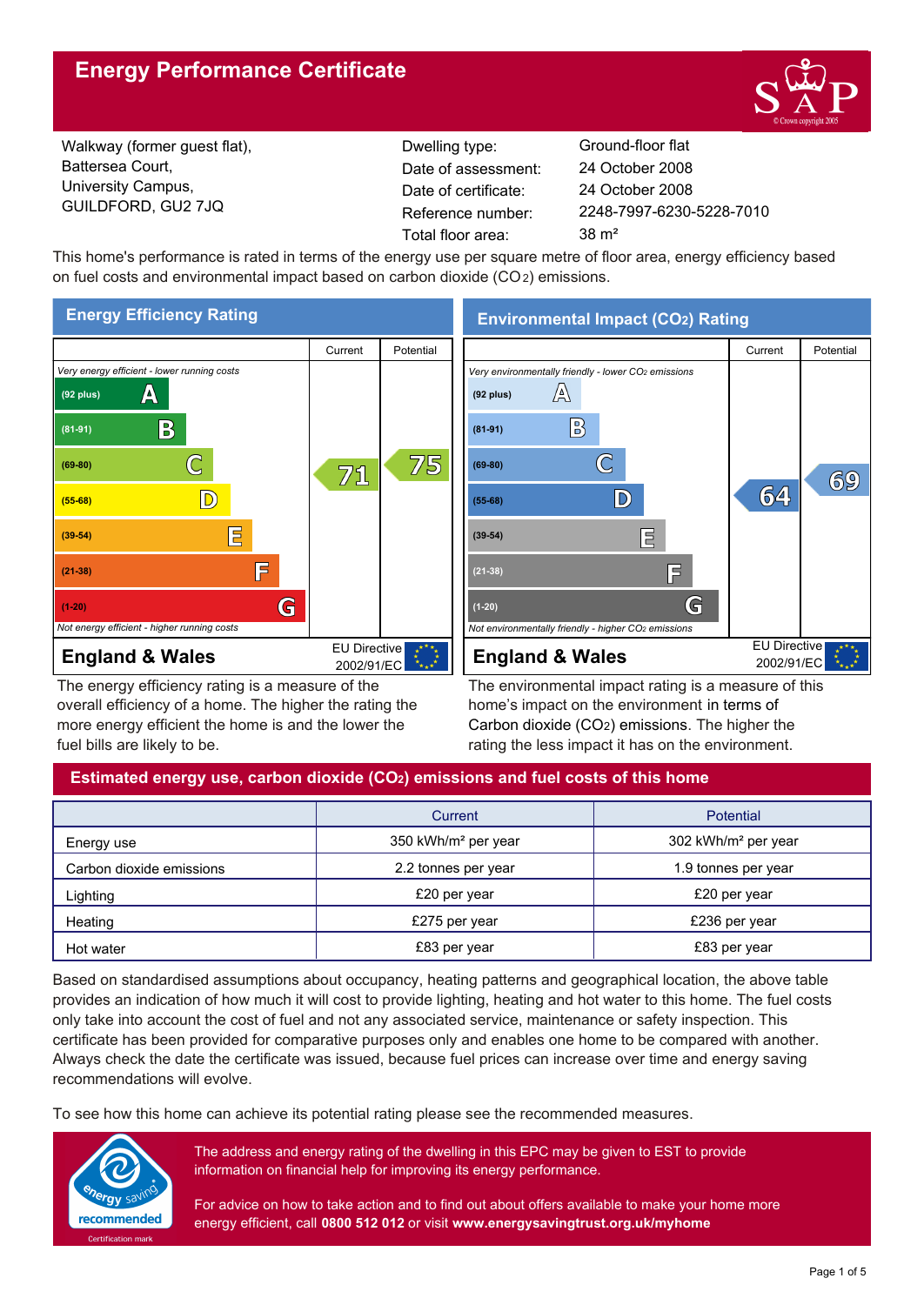# Energy Performance Certificate

Walkway (former guest flat),
Battersea Court,
University Campus,
GUILDFORD, GU2 7JQ

| | |
|---|---|
| Dwelling type: | Ground-floor flat |
| Date of assessment: | 24 October 2008 |
| Date of certificate: | 24 October 2008 |
| Reference number: | 2248-7997-6230-5228-7010 |
| Total floor area: | 38 m² |

This home's performance is rated in terms of the energy use per square metre of floor area, energy efficiency based on fuel costs and environmental impact based on carbon dioxide ($CO_2$) emissions.

## Energy Efficiency Rating

Current | Potential

*Very energy efficient - lower running costs*

(92 plus) A

(81-91) B

(69-80) C

(55-68) D

(39-54) E

(21-38) F

(1-20) G

*Not energy efficient - higher running costs*

Current: 71

Potential: 75

**England & Wales** EU Directive 2002/91/EC

The energy efficiency rating is a measure of the overall efficiency of a home. The higher the rating the more energy efficient the home is and the lower the fuel bills are likely to be.

## Environmental Impact ($CO_2$) Rating

Current | Potential

*Very environmentally friendly - lower $CO_2$ emissions*

(92 plus) A

(81-91) B

(69-80) C

(55-68) D

(39-54) E

(21-38) F

(1-20) G

*Not environmentally friendly - higher $CO_2$ emissions*

Current: 64

Potential: 69

**England & Wales** EU Directive 2002/91/EC

The environmental impact rating is a measure of this home's impact on the environment in terms of Carbon dioxide ($CO_2$) emissions. The higher the rating the less impact it has on the environment.

## Estimated energy use, carbon dioxide ($CO_2$) emissions and fuel costs of this home

| | Current | Potential |
|---|---|---|
| Energy use | 350 kWh/m² per year | 302 kWh/m² per year |
| Carbon dioxide emissions | 2.2 tonnes per year | 1.9 tonnes per year |
| Lighting | £20 per year | £20 per year |
| Heating | £275 per year | £236 per year |
| Hot water | £83 per year | £83 per year |

Based on standardised assumptions about occupancy, heating patterns and geographical location, the above table provides an indication of how much it will cost to provide lighting, heating and hot water to this home. The fuel costs only take into account the cost of fuel and not any associated service, maintenance or safety inspection. This certificate has been provided for comparative purposes only and enables one home to be compared with another. Always check the date the certificate was issued, because fuel prices can increase over time and energy saving recommendations will evolve.

To see how this home can achieve its potential rating please see the recommended measures.

energy saving recommended
Certification mark

The address and energy rating of the dwelling in this EPC may be given to EST to provide information on financial help for improving its energy performance.

For advice on how to take action and to find out about offers available to make your home more energy efficient, call **0800 512 012** or visit **www.energysavingtrust.org.uk/myhome**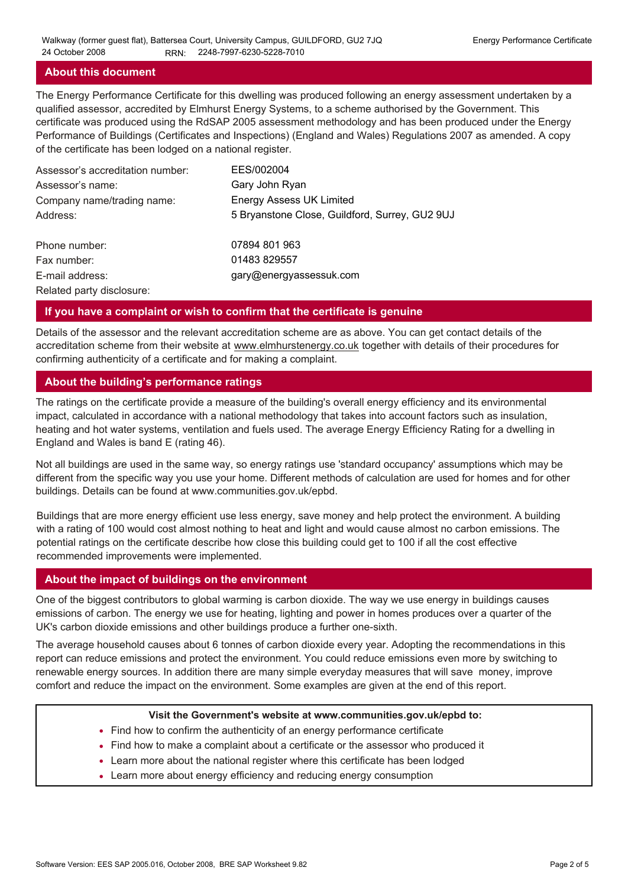## About this document

The Energy Performance Certificate for this dwelling was produced following an energy assessment undertaken by a qualified assessor, accredited by Elmhurst Energy Systems, to a scheme authorised by the Government. This certificate was produced using the RdSAP 2005 assessment methodology and has been produced under the Energy Performance of Buildings (Certificates and Inspections) (England and Wales) Regulations 2007 as amended. A copy of the certificate has been lodged on a national register.

| | |
|---|---|
| Assessor's accreditation number: | EES/002004 |
| Assessor's name: | Gary John Ryan |
| Company name/trading name: | Energy Assess UK Limited |
| Address: | 5 Bryanstone Close, Guildford, Surrey, GU2 9UJ |
| Phone number: | 07894 801 963 |
| Fax number: | 01483 829557 |
| E-mail address: | gary@energyassessuk.com |
| Related party disclosure: | |

## If you have a complaint or wish to confirm that the certificate is genuine

Details of the assessor and the relevant accreditation scheme are as above. You can get contact details of the accreditation scheme from their website at www.elmhurstenergy.co.uk together with details of their procedures for confirming authenticity of a certificate and for making a complaint.

## About the building's performance ratings

The ratings on the certificate provide a measure of the building's overall energy efficiency and its environmental impact, calculated in accordance with a national methodology that takes into account factors such as insulation, heating and hot water systems, ventilation and fuels used. The average Energy Efficiency Rating for a dwelling in England and Wales is band E (rating 46).

Not all buildings are used in the same way, so energy ratings use 'standard occupancy' assumptions which may be different from the specific way you use your home. Different methods of calculation are used for homes and for other buildings. Details can be found at www.communities.gov.uk/epbd.

Buildings that are more energy efficient use less energy, save money and help protect the environment. A building with a rating of 100 would cost almost nothing to heat and light and would cause almost no carbon emissions. The potential ratings on the certificate describe how close this building could get to 100 if all the cost effective recommended improvements were implemented.

## About the impact of buildings on the environment

One of the biggest contributors to global warming is carbon dioxide. The way we use energy in buildings causes emissions of carbon. The energy we use for heating, lighting and power in homes produces over a quarter of the UK's carbon dioxide emissions and other buildings produce a further one-sixth.

The average household causes about 6 tonnes of carbon dioxide every year. Adopting the recommendations in this report can reduce emissions and protect the environment. You could reduce emissions even more by switching to renewable energy sources. In addition there are many simple everyday measures that will save money, improve comfort and reduce the impact on the environment. Some examples are given at the end of this report.

**Visit the Government's website at www.communities.gov.uk/epbd to:**

- Find how to confirm the authenticity of an energy performance certificate
- Find how to make a complaint about a certificate or the assessor who produced it
- Learn more about the national register where this certificate has been lodged
- Learn more about energy efficiency and reducing energy consumption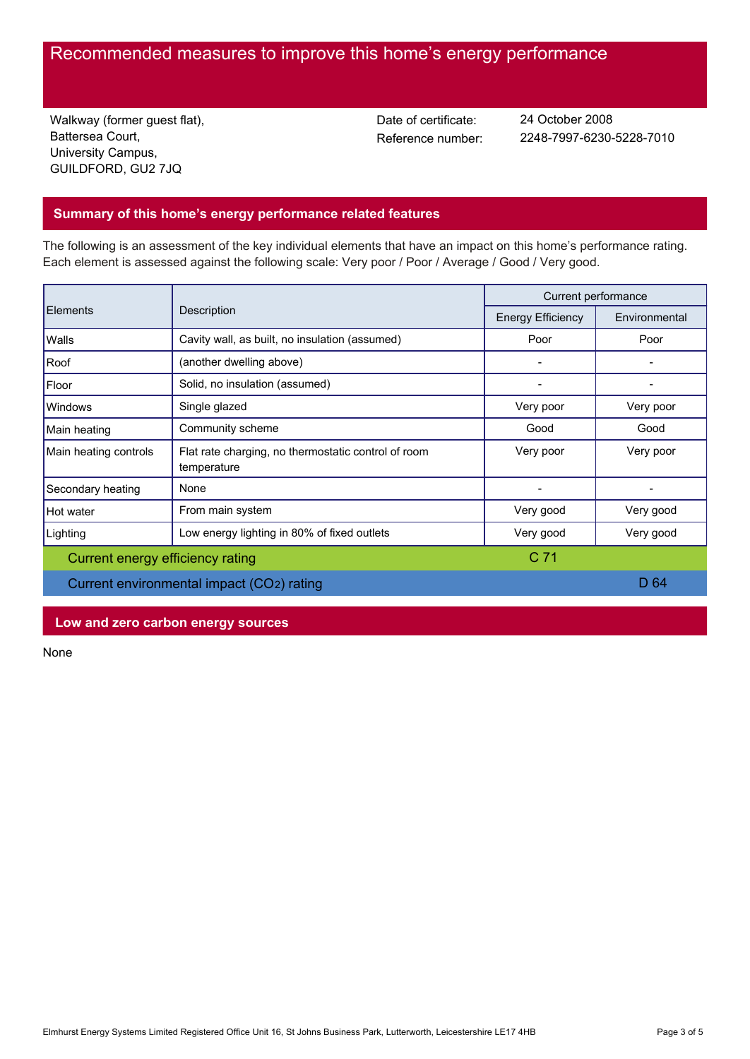# Recommended measures to improve this home's energy performance

Walkway (former guest flat),
Battersea Court,
University Campus,
GUILDFORD, GU2 7JQ

Date of certificate: 24 October 2008
Reference number: 2248-7997-6230-5228-7010

## Summary of this home's energy performance related features

The following is an assessment of the key individual elements that have an impact on this home's performance rating. Each element is assessed against the following scale: Very poor / Poor / Average / Good / Very good.

| Elements | Description | Current performance | |
|---|---|---|---|
| | | Energy Efficiency | Environmental |
| Walls | Cavity wall, as built, no insulation (assumed) | Poor | Poor |
| Roof | (another dwelling above) | - | - |
| Floor | Solid, no insulation (assumed) | - | - |
| Windows | Single glazed | Very poor | Very poor |
| Main heating | Community scheme | Good | Good |
| Main heating controls | Flat rate charging, no thermostatic control of room temperature | Very poor | Very poor |
| Secondary heating | None | - | - |
| Hot water | From main system | Very good | Very good |
| Lighting | Low energy lighting in 80% of fixed outlets | Very good | Very good |
| Current energy efficiency rating | | C 71 | |
| Current environmental impact ($CO_2$) rating | | | D 64 |

## Low and zero carbon energy sources

None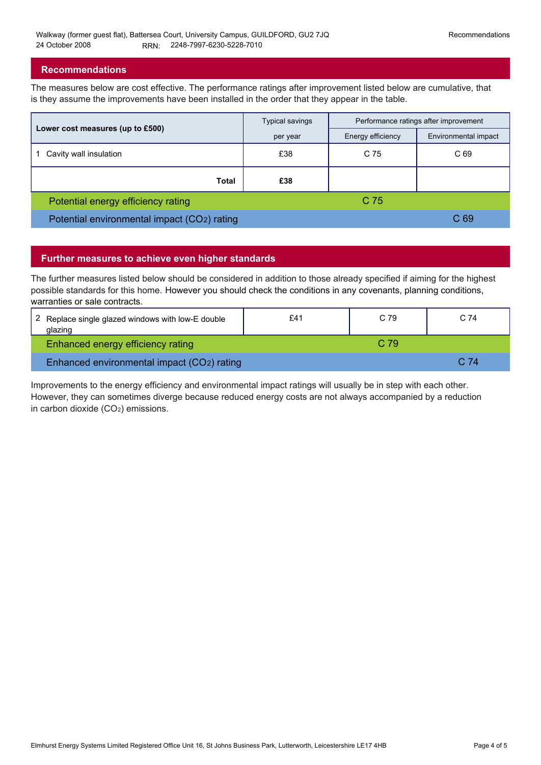## Recommendations

The measures below are cost effective. The performance ratings after improvement listed below are cumulative, that is they assume the improvements have been installed in the order that they appear in the table.

| Lower cost measures (up to £500) | Typical savings per year | Performance ratings after improvement | |
|---|---|---|---|
| | | Energy efficiency | Environmental impact |
| 1 Cavity wall insulation | £38 | C 75 | C 69 |
| **Total** | **£38** | | |
| Potential energy efficiency rating | | C 75 | |
| Potential environmental impact ($CO_2$) rating | | | C 69 |

## Further measures to achieve even higher standards

The further measures listed below should be considered in addition to those already specified if aiming for the highest possible standards for this home. However you should check the conditions in any covenants, planning conditions, warranties or sale contracts.

| | | | |
|---|---|---|---|
| 2 Replace single glazed windows with low-E double glazing | £41 | C 79 | C 74 |
| Enhanced energy efficiency rating | | C 79 | |
| Enhanced environmental impact ($CO_2$) rating | | | C 74 |

Improvements to the energy efficiency and environmental impact ratings will usually be in step with each other. However, they can sometimes diverge because reduced energy costs are not always accompanied by a reduction in carbon dioxide ($CO_2$) emissions.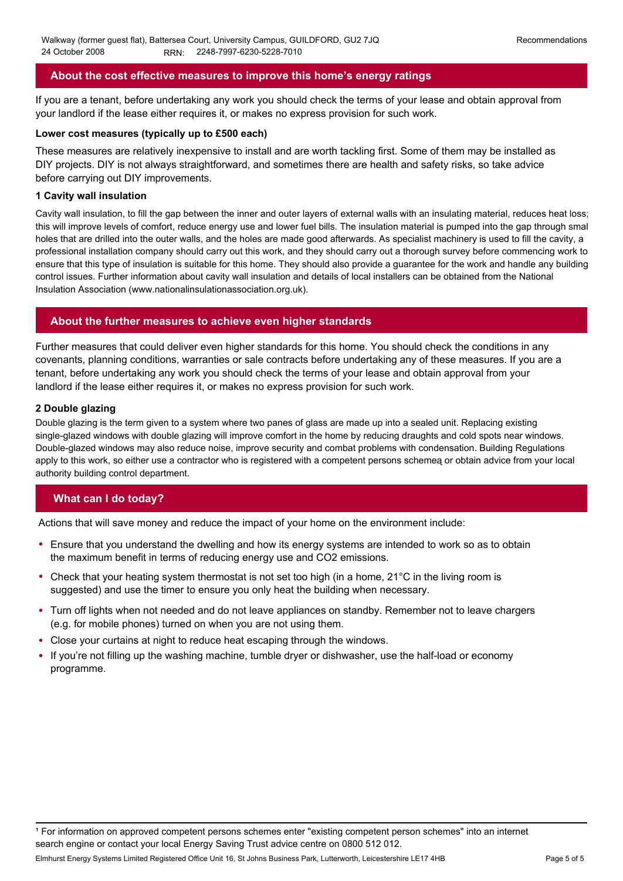## About the cost effective measures to improve this home's energy ratings

If you are a tenant, before undertaking any work you should check the terms of your lease and obtain approval from your landlord if the lease either requires it, or makes no express provision for such work.

**Lower cost measures (typically up to £500 each)**

These measures are relatively inexpensive to install and are worth tackling first. Some of them may be installed as DIY projects. DIY is not always straightforward, and sometimes there are health and safety risks, so take advice before carrying out DIY improvements.

**1 Cavity wall insulation**

Cavity wall insulation, to fill the gap between the inner and outer layers of external walls with an insulating material, reduces heat loss; this will improve levels of comfort, reduce energy use and lower fuel bills. The insulation material is pumped into the gap through smal holes that are drilled into the outer walls, and the holes are made good afterwards. As specialist machinery is used to fill the cavity, a professional installation company should carry out this work, and they should carry out a thorough survey before commencing work to ensure that this type of insulation is suitable for this home. They should also provide a guarantee for the work and handle any building control issues. Further information about cavity wall insulation and details of local installers can be obtained from the National Insulation Association (www.nationalinsulationassociation.org.uk).

## About the further measures to achieve even higher standards

Further measures that could deliver even higher standards for this home. You should check the conditions in any covenants, planning conditions, warranties or sale contracts before undertaking any of these measures. If you are a tenant, before undertaking any work you should check the terms of your lease and obtain approval from your landlord if the lease either requires it, or makes no express provision for such work.

**2 Double glazing**

Double glazing is the term given to a system where two panes of glass are made up into a sealed unit. Replacing existing single-glazed windows with double glazing will improve comfort in the home by reducing draughts and cold spots near windows. Double-glazed windows may also reduce noise, improve security and combat problems with condensation. Building Regulations apply to this work, so either use a contractor who is registered with a competent persons scheme[1] or obtain advice from your local authority building control department.

## What can I do today?

Actions that will save money and reduce the impact of your home on the environment include:

- Ensure that you understand the dwelling and how its energy systems are intended to work so as to obtain the maximum benefit in terms of reducing energy use and $CO_2$ emissions.
- Check that your heating system thermostat is not set too high (in a home, 21°C in the living room is suggested) and use the timer to ensure you only heat the building when necessary.
- Turn off lights when not needed and do not leave appliances on standby. Remember not to leave chargers (e.g. for mobile phones) turned on when you are not using them.
- Close your curtains at night to reduce heat escaping through the windows.
- If you're not filling up the washing machine, tumble dryer or dishwasher, use the half-load or economy programme.

[1] For information on approved competent persons schemes enter "existing competent person schemes" into an internet search engine or contact your local Energy Saving Trust advice centre on 0800 512 012.